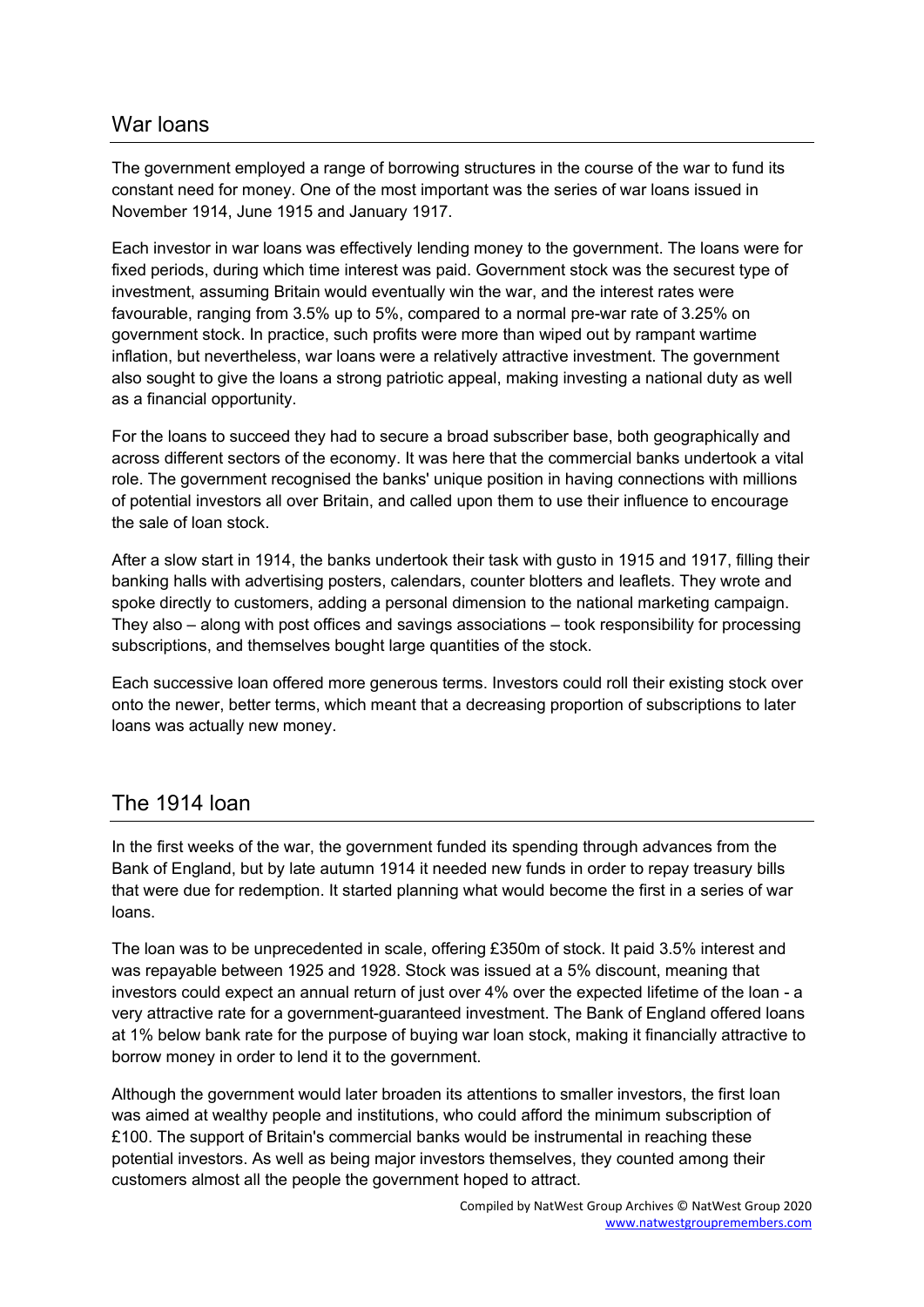## War loans

The government employed a range of borrowing structures in the course of the war to fund its constant need for money. One of the most important was the series of war loans issued in November 1914, June 1915 and January 1917.

Each investor in war loans was effectively lending money to the government. The loans were for fixed periods, during which time interest was paid. Government stock was the securest type of investment, assuming Britain would eventually win the war, and the interest rates were favourable, ranging from 3.5% up to 5%, compared to a normal pre-war rate of 3.25% on government stock. In practice, such profits were more than wiped out by rampant wartime inflation, but nevertheless, war loans were a relatively attractive investment. The government also sought to give the loans a strong patriotic appeal, making investing a national duty as well as a financial opportunity.

For the loans to succeed they had to secure a broad subscriber base, both geographically and across different sectors of the economy. It was here that the commercial banks undertook a vital role. The government recognised the banks' unique position in having connections with millions of potential investors all over Britain, and called upon them to use their influence to encourage the sale of loan stock.

After a slow start in 1914, the banks undertook their task with gusto in 1915 and 1917, filling their banking halls with advertising posters, calendars, counter blotters and leaflets. They wrote and spoke directly to customers, adding a personal dimension to the national marketing campaign. They also – along with post offices and savings associations – took responsibility for processing subscriptions, and themselves bought large quantities of the stock.

Each successive loan offered more generous terms. Investors could roll their existing stock over onto the newer, better terms, which meant that a decreasing proportion of subscriptions to later loans was actually new money.

## The 1914 loan

In the first weeks of the war, the government funded its spending through advances from the Bank of England, but by late autumn 1914 it needed new funds in order to repay treasury bills that were due for redemption. It started planning what would become the first in a series of war loans.

The loan was to be unprecedented in scale, offering £350m of stock. It paid 3.5% interest and was repayable between 1925 and 1928. Stock was issued at a 5% discount, meaning that investors could expect an annual return of just over 4% over the expected lifetime of the loan - a very attractive rate for a government-guaranteed investment. The Bank of England offered loans at 1% below bank rate for the purpose of buying war loan stock, making it financially attractive to borrow money in order to lend it to the government.

Although the government would later broaden its attentions to smaller investors, the first loan was aimed at wealthy people and institutions, who could afford the minimum subscription of £100. The support of Britain's commercial banks would be instrumental in reaching these potential investors. As well as being major investors themselves, they counted among their customers almost all the people the government hoped to attract.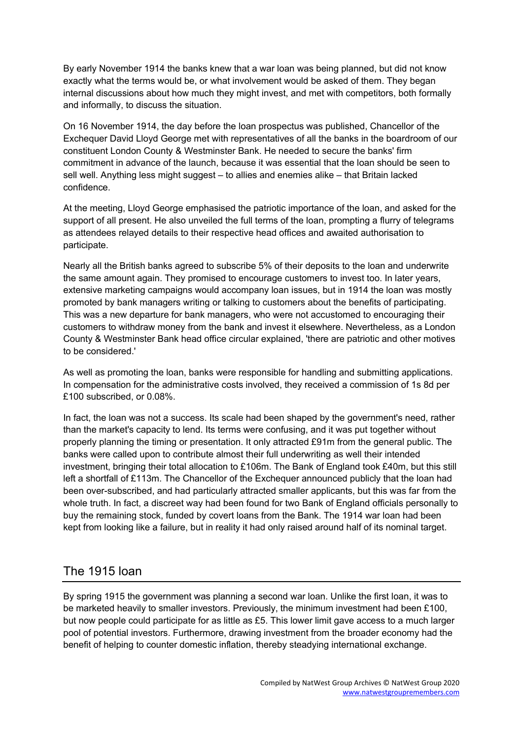By early November 1914 the banks knew that a war loan was being planned, but did not know exactly what the terms would be, or what involvement would be asked of them. They began internal discussions about how much they might invest, and met with competitors, both formally and informally, to discuss the situation.

On 16 November 1914, the day before the loan prospectus was published, Chancellor of the Exchequer David Lloyd George met with representatives of all the banks in the boardroom of our constituent London County & Westminster Bank. He needed to secure the banks' firm commitment in advance of the launch, because it was essential that the loan should be seen to sell well. Anything less might suggest – to allies and enemies alike – that Britain lacked confidence.

At the meeting, Lloyd George emphasised the patriotic importance of the loan, and asked for the support of all present. He also unveiled the full terms of the loan, prompting a flurry of telegrams as attendees relayed details to their respective head offices and awaited authorisation to participate.

Nearly all the British banks agreed to subscribe 5% of their deposits to the loan and underwrite the same amount again. They promised to encourage customers to invest too. In later years, extensive marketing campaigns would accompany loan issues, but in 1914 the loan was mostly promoted by bank managers writing or talking to customers about the benefits of participating. This was a new departure for bank managers, who were not accustomed to encouraging their customers to withdraw money from the bank and invest it elsewhere. Nevertheless, as a London County & Westminster Bank head office circular explained, 'there are patriotic and other motives to be considered.'

As well as promoting the loan, banks were responsible for handling and submitting applications. In compensation for the administrative costs involved, they received a commission of 1s 8d per £100 subscribed, or 0.08%.

In fact, the loan was not a success. Its scale had been shaped by the government's need, rather than the market's capacity to lend. Its terms were confusing, and it was put together without properly planning the timing or presentation. It only attracted £91m from the general public. The banks were called upon to contribute almost their full underwriting as well their intended investment, bringing their total allocation to £106m. The Bank of England took £40m, but this still left a shortfall of £113m. The Chancellor of the Exchequer announced publicly that the loan had been over-subscribed, and had particularly attracted smaller applicants, but this was far from the whole truth. In fact, a discreet way had been found for two Bank of England officials personally to buy the remaining stock, funded by covert loans from the Bank. The 1914 war loan had been kept from looking like a failure, but in reality it had only raised around half of its nominal target.

## The 1915 loan

By spring 1915 the government was planning a second war loan. Unlike the first loan, it was to be marketed heavily to smaller investors. Previously, the minimum investment had been £100, but now people could participate for as little as £5. This lower limit gave access to a much larger pool of potential investors. Furthermore, drawing investment from the broader economy had the benefit of helping to counter domestic inflation, thereby steadying international exchange.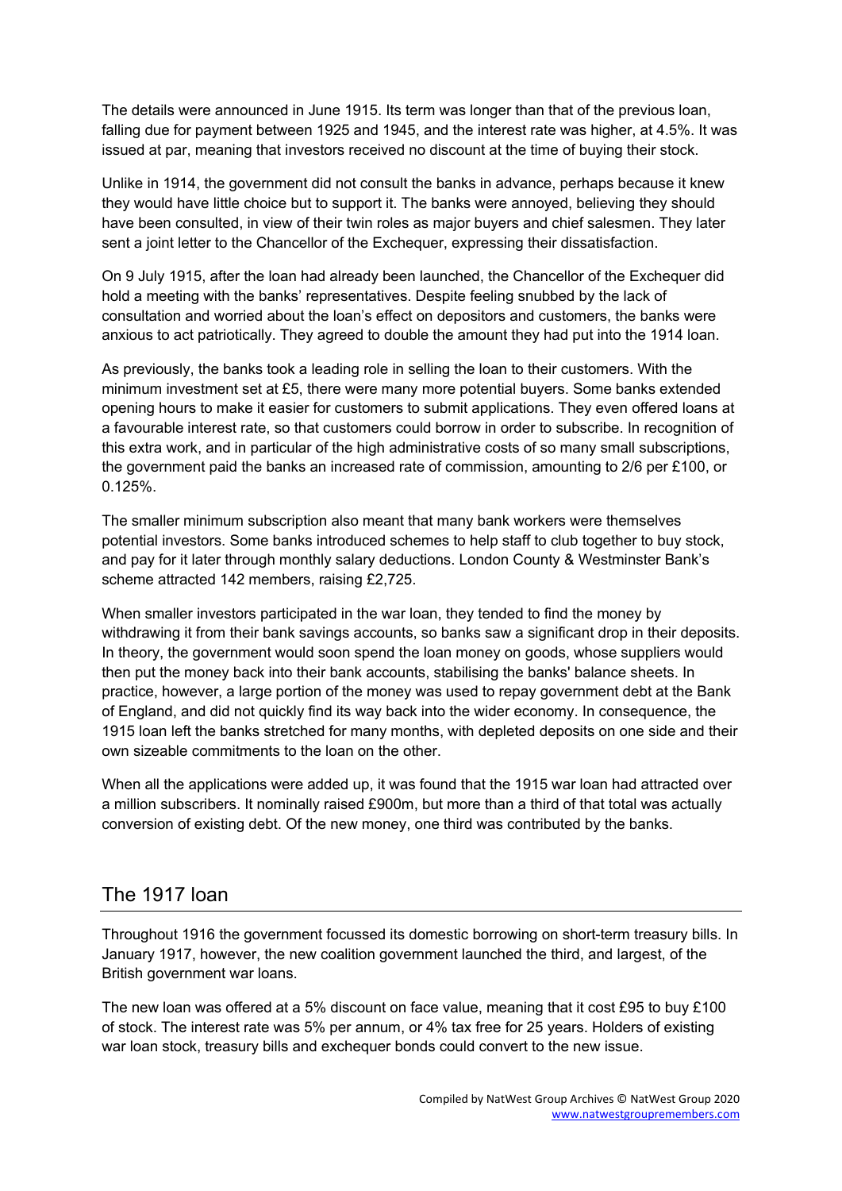The details were announced in June 1915. Its term was longer than that of the previous loan, falling due for payment between 1925 and 1945, and the interest rate was higher, at 4.5%. It was issued at par, meaning that investors received no discount at the time of buying their stock.

Unlike in 1914, the government did not consult the banks in advance, perhaps because it knew they would have little choice but to support it. The banks were annoyed, believing they should have been consulted, in view of their twin roles as major buyers and chief salesmen. They later sent a joint letter to the Chancellor of the Exchequer, expressing their dissatisfaction.

On 9 July 1915, after the loan had already been launched, the Chancellor of the Exchequer did hold a meeting with the banks' representatives. Despite feeling snubbed by the lack of consultation and worried about the loan's effect on depositors and customers, the banks were anxious to act patriotically. They agreed to double the amount they had put into the 1914 loan.

As previously, the banks took a leading role in selling the loan to their customers. With the minimum investment set at £5, there were many more potential buyers. Some banks extended opening hours to make it easier for customers to submit applications. They even offered loans at a favourable interest rate, so that customers could borrow in order to subscribe. In recognition of this extra work, and in particular of the high administrative costs of so many small subscriptions, the government paid the banks an increased rate of commission, amounting to 2/6 per £100, or 0.125%.

The smaller minimum subscription also meant that many bank workers were themselves potential investors. Some banks introduced schemes to help staff to club together to buy stock, and pay for it later through monthly salary deductions. London County & Westminster Bank's scheme attracted 142 members, raising £2,725.

When smaller investors participated in the war loan, they tended to find the money by withdrawing it from their bank savings accounts, so banks saw a significant drop in their deposits. In theory, the government would soon spend the loan money on goods, whose suppliers would then put the money back into their bank accounts, stabilising the banks' balance sheets. In practice, however, a large portion of the money was used to repay government debt at the Bank of England, and did not quickly find its way back into the wider economy. In consequence, the 1915 loan left the banks stretched for many months, with depleted deposits on one side and their own sizeable commitments to the loan on the other.

When all the applications were added up, it was found that the 1915 war loan had attracted over a million subscribers. It nominally raised £900m, but more than a third of that total was actually conversion of existing debt. Of the new money, one third was contributed by the banks.

## The 1917 loan

Throughout 1916 the government focussed its domestic borrowing on short-term treasury bills. In January 1917, however, the new coalition government launched the third, and largest, of the British government war loans.

The new loan was offered at a 5% discount on face value, meaning that it cost £95 to buy £100 of stock. The interest rate was 5% per annum, or 4% tax free for 25 years. Holders of existing war loan stock, treasury bills and exchequer bonds could convert to the new issue.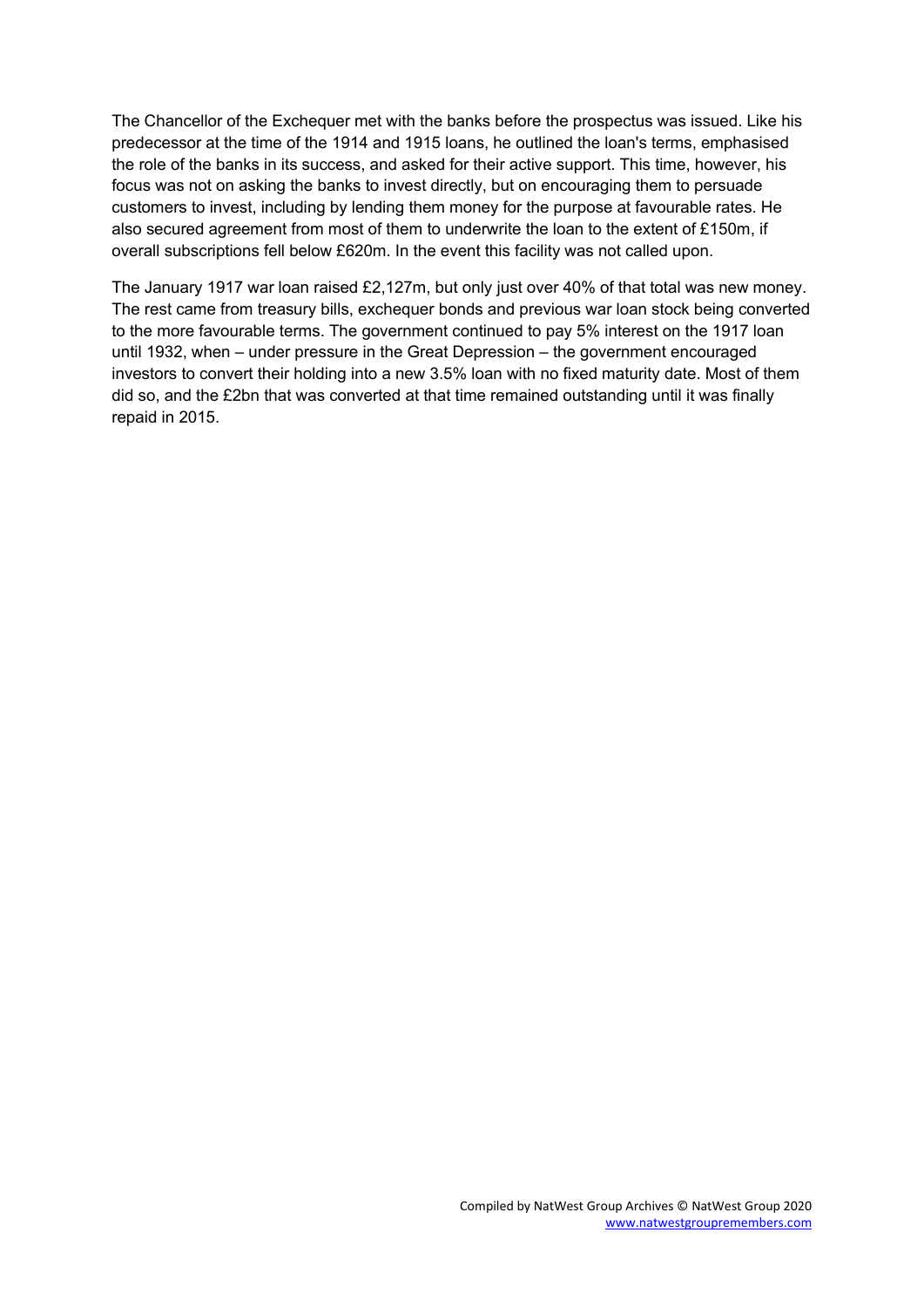The Chancellor of the Exchequer met with the banks before the prospectus was issued. Like his predecessor at the time of the 1914 and 1915 loans, he outlined the loan's terms, emphasised the role of the banks in its success, and asked for their active support. This time, however, his focus was not on asking the banks to invest directly, but on encouraging them to persuade customers to invest, including by lending them money for the purpose at favourable rates. He also secured agreement from most of them to underwrite the loan to the extent of £150m, if overall subscriptions fell below £620m. In the event this facility was not called upon.

The January 1917 war loan raised £2,127m, but only just over 40% of that total was new money. The rest came from treasury bills, exchequer bonds and previous war loan stock being converted to the more favourable terms. The government continued to pay 5% interest on the 1917 loan until 1932, when – under pressure in the Great Depression – the government encouraged investors to convert their holding into a new 3.5% loan with no fixed maturity date. Most of them did so, and the £2bn that was converted at that time remained outstanding until it was finally repaid in 2015.

Compiled by NatWest Group Archives © NatWest Group 2020
www.natwestgroupremembers.com